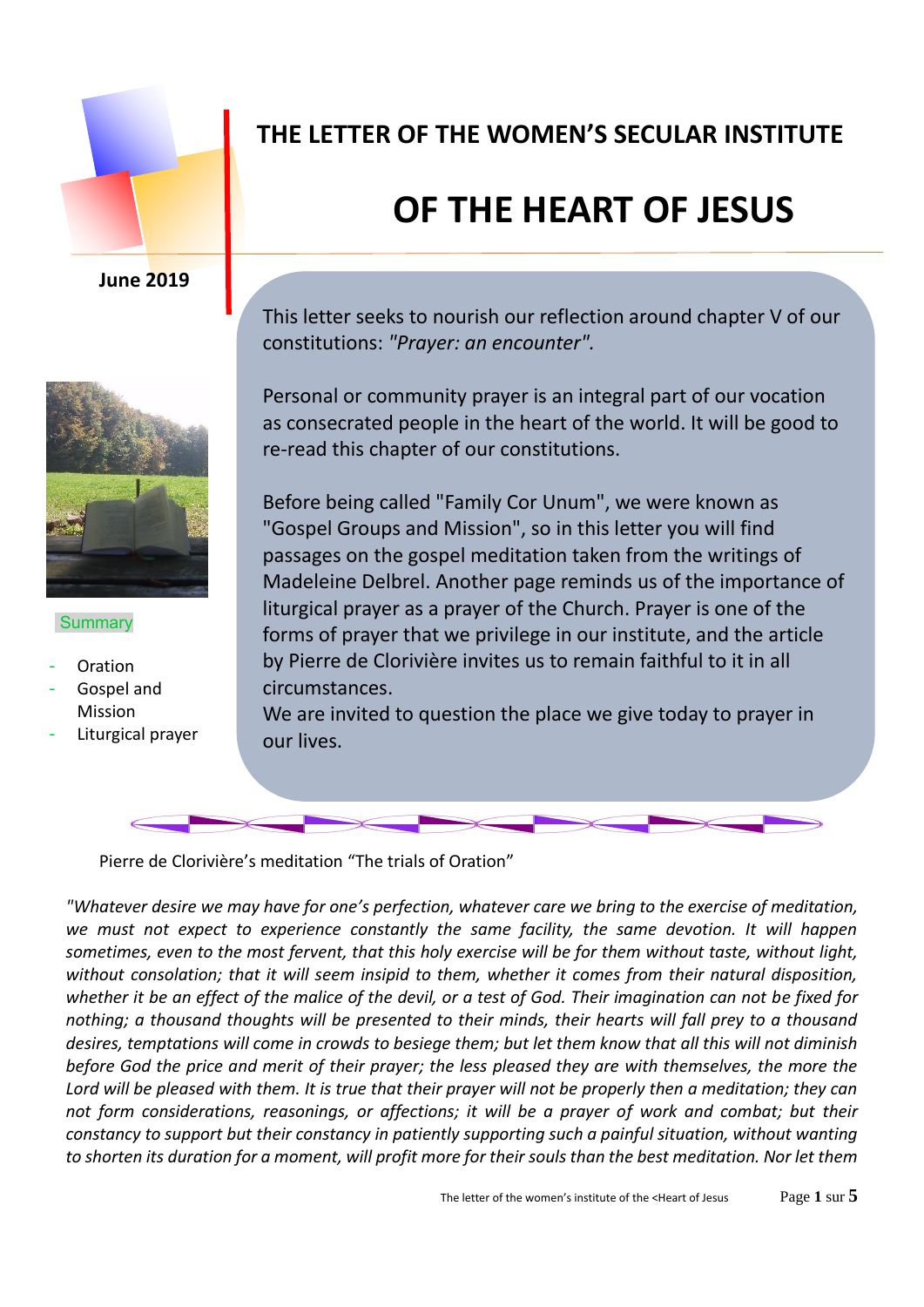# THE LETTER OF THE WOMEN'S SECULAR INSTITUTE

# OF THE HEART OF JESUS

**June 2019**

This letter seeks to nourish our reflection around chapter V of our constitutions: *"Prayer: an encounter".*

Personal or community prayer is an integral part of our vocation as consecrated people in the heart of the world. It will be good to re-read this chapter of our constitutions.

Before being called "Family Cor Unum", we were known as "Gospel Groups and Mission", so in this letter you will find passages on the gospel meditation taken from the writings of Madeleine Delbrel. Another page reminds us of the importance of liturgical prayer as a prayer of the Church. Prayer is one of the forms of prayer that we privilege in our institute, and the article by Pierre de Clorivière invites us to remain faithful to it in all circumstances.
We are invited to question the place we give today to prayer in our lives.

Summary

- Oration
- Gospel and Mission
- Liturgical prayer

Pierre de Clorivière's meditation "The trials of Oration"

*"Whatever desire we may have for one's perfection, whatever care we bring to the exercise of meditation, we must not expect to experience constantly the same facility, the same devotion. It will happen sometimes, even to the most fervent, that this holy exercise will be for them without taste, without light, without consolation; that it will seem insipid to them, whether it comes from their natural disposition, whether it be an effect of the malice of the devil, or a test of God. Their imagination can not be fixed for nothing; a thousand thoughts will be presented to their minds, their hearts will fall prey to a thousand desires, temptations will come in crowds to besiege them; but let them know that all this will not diminish before God the price and merit of their prayer; the less pleased they are with themselves, the more the Lord will be pleased with them. It is true that their prayer will not be properly then a meditation; they can not form considerations, reasonings, or affections; it will be a prayer of work and combat; but their constancy to support but their constancy in patiently supporting such a painful situation, without wanting to shorten its duration for a moment, will profit more for their souls than the best meditation. Nor let them*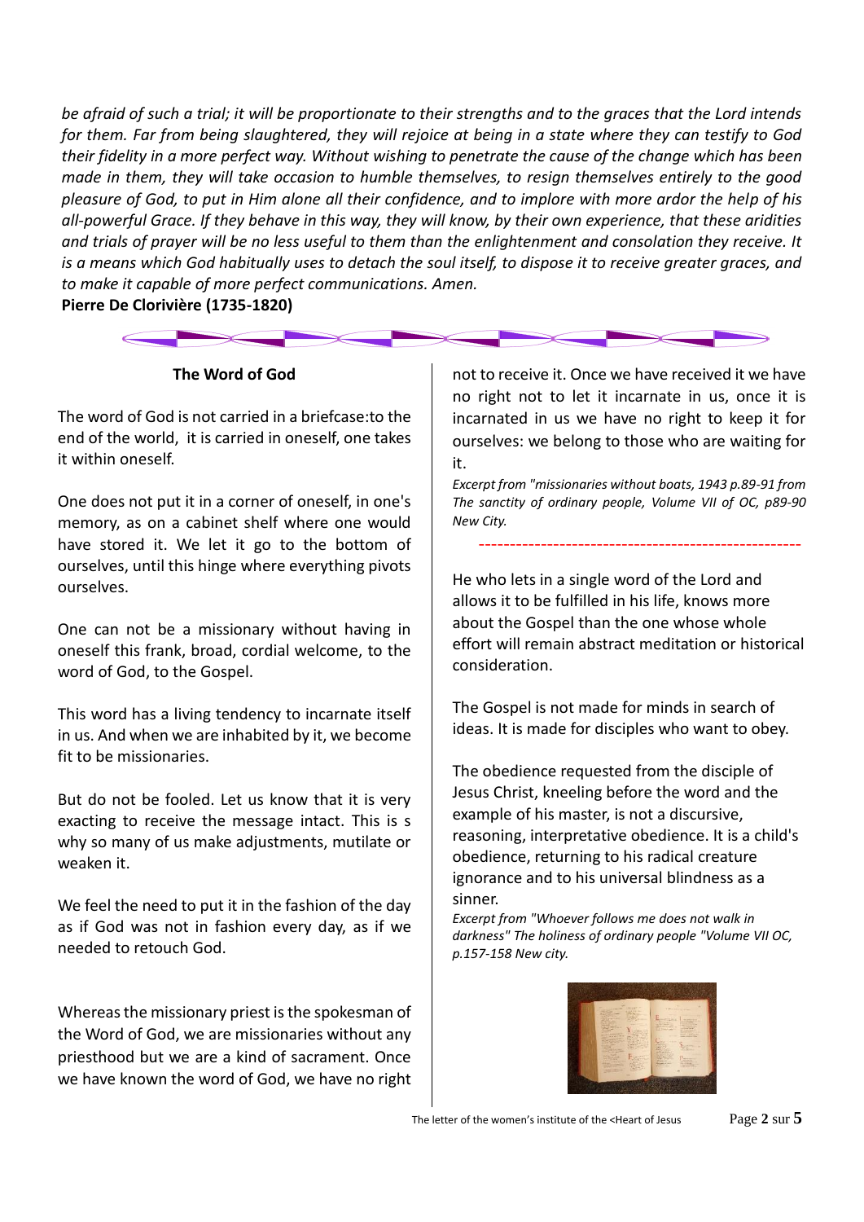*be afraid of such a trial; it will be proportionate to their strengths and to the graces that the Lord intends for them. Far from being slaughtered, they will rejoice at being in a state where they can testify to God their fidelity in a more perfect way. Without wishing to penetrate the cause of the change which has been made in them, they will take occasion to humble themselves, to resign themselves entirely to the good pleasure of God, to put in Him alone all their confidence, and to implore with more ardor the help of his all-powerful Grace. If they behave in this way, they will know, by their own experience, that these aridities and trials of prayer will be no less useful to them than the enlightenment and consolation they receive. It is a means which God habitually uses to detach the soul itself, to dispose it to receive greater graces, and to make it capable of more perfect communications. Amen.*

**Pierre De Clorivière (1735-1820)**

## The Word of God

The word of God is not carried in a briefcase:to the end of the world, it is carried in oneself, one takes it within oneself.

One does not put it in a corner of oneself, in one's memory, as on a cabinet shelf where one would have stored it. We let it go to the bottom of ourselves, until this hinge where everything pivots ourselves.

One can not be a missionary without having in oneself this frank, broad, cordial welcome, to the word of God, to the Gospel.

This word has a living tendency to incarnate itself in us. And when we are inhabited by it, we become fit to be missionaries.

But do not be fooled. Let us know that it is very exacting to receive the message intact. This is s why so many of us make adjustments, mutilate or weaken it.

We feel the need to put it in the fashion of the day as if God was not in fashion every day, as if we needed to retouch God.

Whereas the missionary priest is the spokesman of the Word of God, we are missionaries without any priesthood but we are a kind of sacrament. Once we have known the word of God, we have no right not to receive it. Once we have received it we have no right not to let it incarnate in us, once it is incarnated in us we have no right to keep it for ourselves: we belong to those who are waiting for it.

*Excerpt from "missionaries without boats, 1943 p.89-91 from The sanctity of ordinary people, Volume VII of OC, p89-90 New City.*

---

He who lets in a single word of the Lord and allows it to be fulfilled in his life, knows more about the Gospel than the one whose whole effort will remain abstract meditation or historical consideration.

The Gospel is not made for minds in search of ideas. It is made for disciples who want to obey.

The obedience requested from the disciple of Jesus Christ, kneeling before the word and the example of his master, is not a discursive, reasoning, interpretative obedience. It is a child's obedience, returning to his radical creature ignorance and to his universal blindness as a sinner.

*Excerpt from "Whoever follows me does not walk in darkness" The holiness of ordinary people "Volume VII OC, p.157-158 New city.*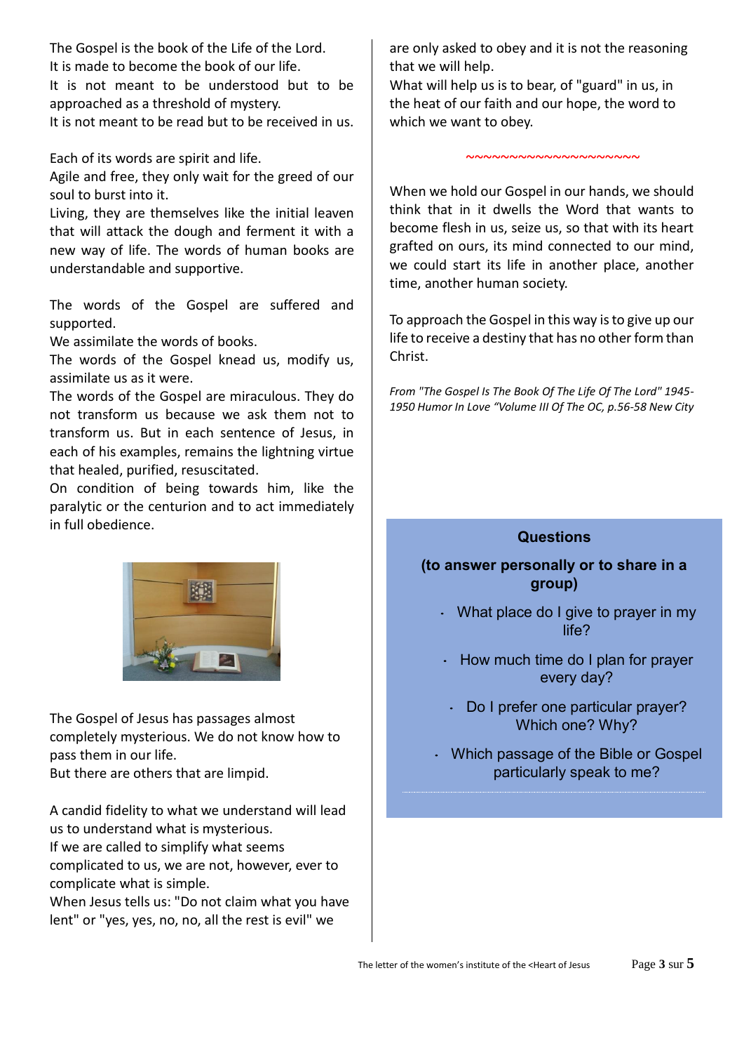The Gospel is the book of the Life of the Lord.
It is made to become the book of our life.
It is not meant to be understood but to be approached as a threshold of mystery.
It is not meant to be read but to be received in us.

Each of its words are spirit and life.
Agile and free, they only wait for the greed of our soul to burst into it.
Living, they are themselves like the initial leaven that will attack the dough and ferment it with a new way of life. The words of human books are understandable and supportive.

The words of the Gospel are suffered and supported.
We assimilate the words of books.
The words of the Gospel knead us, modify us, assimilate us as it were.
The words of the Gospel are miraculous. They do not transform us because we ask them not to transform us. But in each sentence of Jesus, in each of his examples, remains the lightning virtue that healed, purified, resuscitated.
On condition of being towards him, like the paralytic or the centurion and to act immediately in full obedience.

The Gospel of Jesus has passages almost completely mysterious. We do not know how to pass them in our life.
But there are others that are limpid.

A candid fidelity to what we understand will lead us to understand what is mysterious.
If we are called to simplify what seems complicated to us, we are not, however, ever to complicate what is simple.
When Jesus tells us: "Do not claim what you have lent" or "yes, yes, no, no, all the rest is evil" we are only asked to obey and it is not the reasoning that we will help.
What will help us is to bear, of "guard" in us, in the heat of our faith and our hope, the word to which we want to obey.

~~~~~~~~~~~~~~~~~~~~

When we hold our Gospel in our hands, we should think that in it dwells the Word that wants to become flesh in us, seize us, so that with its heart grafted on ours, its mind connected to our mind, we could start its life in another place, another time, another human society.

To approach the Gospel in this way is to give up our life to receive a destiny that has no other form than Christ.

*From "The Gospel Is The Book Of The Life Of The Lord" 1945-1950 Humor In Love "Volume III Of The OC, p.56-58 New City*

**Questions**

**(to answer personally or to share in a group)**

- What place do I give to prayer in my life?
- How much time do I plan for prayer every day?
- Do I prefer one particular prayer? Which one? Why?
- Which passage of the Bible or Gospel particularly speak to me?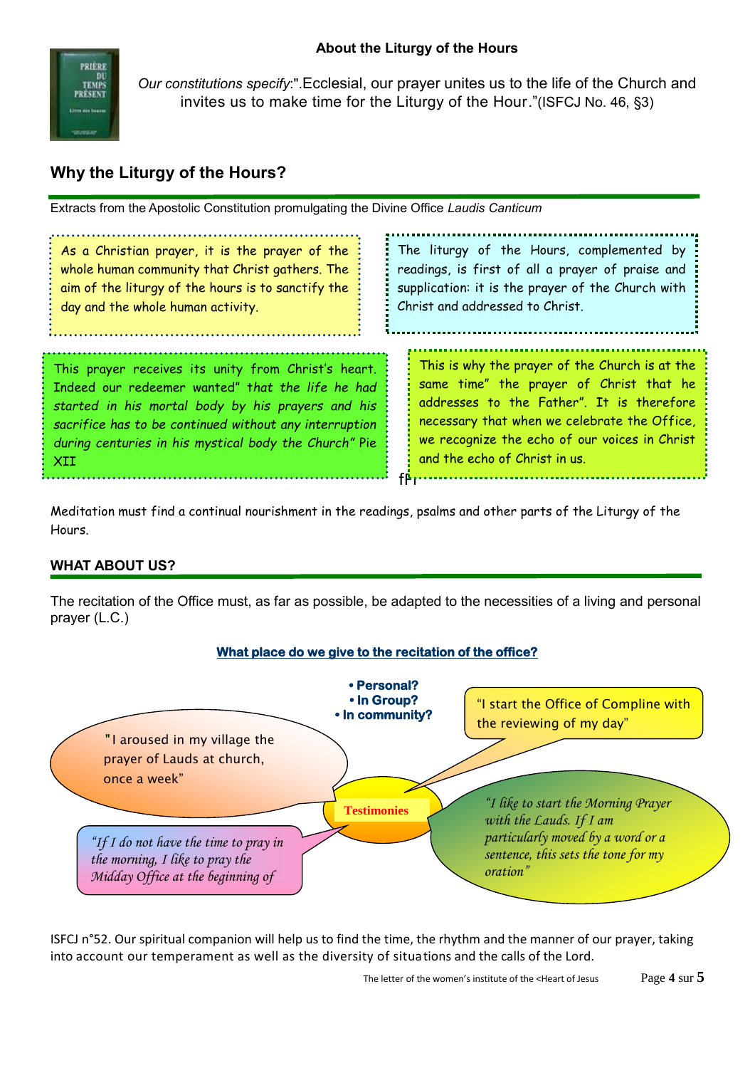### About the Liturgy of the Hours

*Our constitutions specify*:".Ecclesial, our prayer unites us to the life of the Church and invites us to make time for the Liturgy of the Hour."(ISFCJ No. 46, §3)

## Why the Liturgy of the Hours?

Extracts from the Apostolic Constitution promulgating the Divine Office *Laudis Canticum*

As a Christian prayer, it is the prayer of the whole human community that Christ gathers. The aim of the liturgy of the hours is to sanctify the day and the whole human activity.

The liturgy of the Hours, complemented by readings, is first of all a prayer of praise and supplication: it is the prayer of the Church with Christ and addressed to Christ.

This prayer receives its unity from Christ's heart. Indeed our redeemer wanted" *that the life he had started in his mortal body by his prayers and his sacrifice has to be continued without any interruption during centuries in his mystical body the Church"* Pie XII

This is why the prayer of the Church is at the same time" the prayer of Christ that he addresses to the Father". It is therefore necessary that when we celebrate the Office, we recognize the echo of our voices in Christ and the echo of Christ in us.

Meditation must find a continual nourishment in the readings, psalms and other parts of the Liturgy of the Hours.

### WHAT ABOUT US?

The recitation of the Office must, as far as possible, be adapted to the necessities of a living and personal prayer (L.C.)

**What place do we give to the recitation of the office?**

- **Personal?**
- **In Group?**
- **In community?**

**Testimonies**

"I aroused in my village the prayer of Lauds at church, once a week"

"I start the Office of Compline with the reviewing of my day"

*"If I do not have the time to pray in the morning, I like to pray the Midday Office at the beginning of*

*"I like to start the Morning Prayer with the Lauds. If I am particularly moved by a word or a sentence, this sets the tone for my oration"*

ISFCJ n°52. Our spiritual companion will help us to find the time, the rhythm and the manner of our prayer, taking into account our temperament as well as the diversity of situations and the calls of the Lord.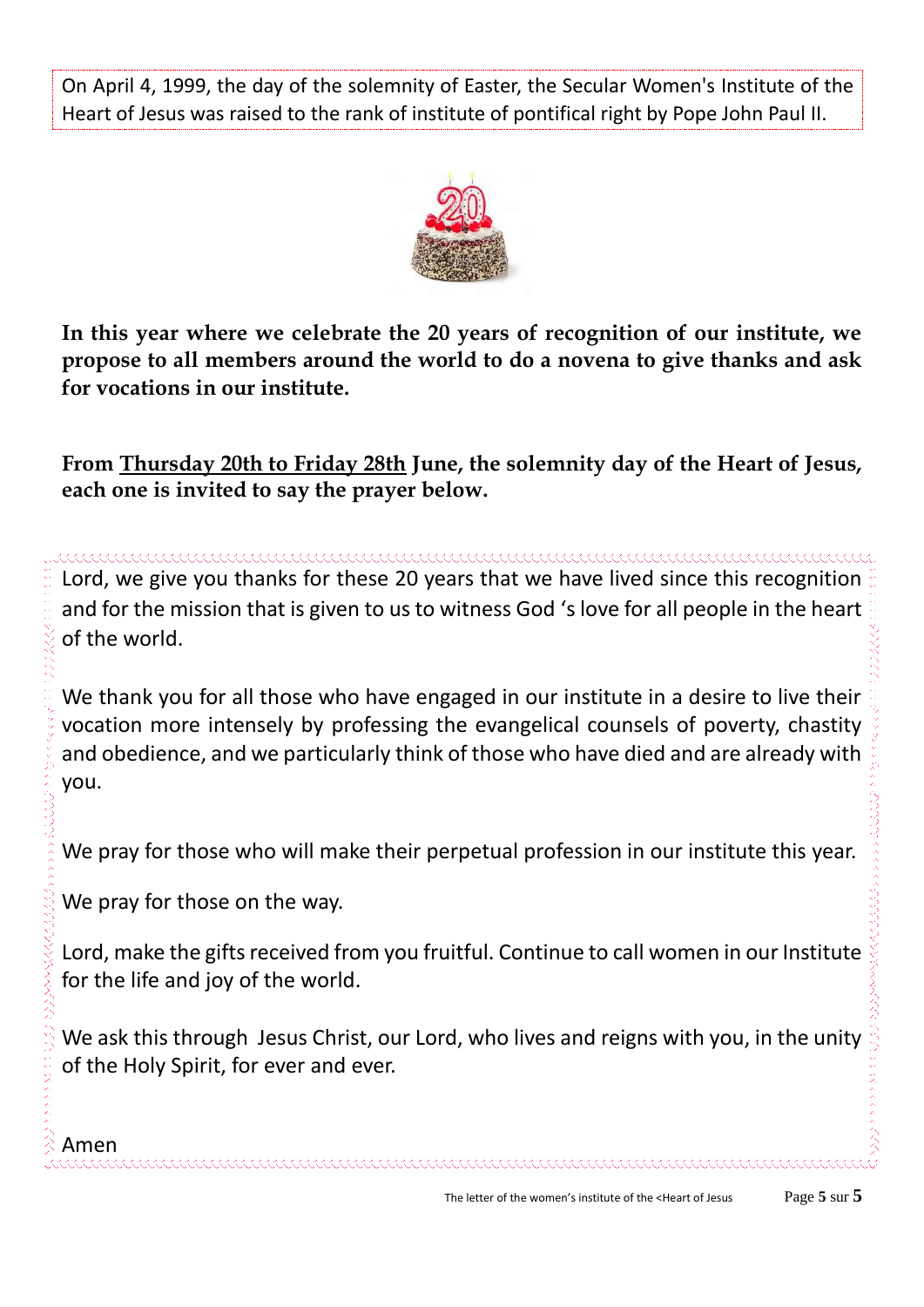On April 4, 1999, the day of the solemnity of Easter, the Secular Women's Institute of the Heart of Jesus was raised to the rank of institute of pontifical right by Pope John Paul II.

**In this year where we celebrate the 20 years of recognition of our institute, we propose to all members around the world to do a novena to give thanks and ask for vocations in our institute.**

**From <u>Thursday 20th to Friday 28th</u> June, the solemnity day of the Heart of Jesus, each one is invited to say the prayer below.**

Lord, we give you thanks for these 20 years that we have lived since this recognition and for the mission that is given to us to witness God 's love for all people in the heart of the world.

We thank you for all those who have engaged in our institute in a desire to live their vocation more intensely by professing the evangelical counsels of poverty, chastity and obedience, and we particularly think of those who have died and are already with you.

We pray for those who will make their perpetual profession in our institute this year.

We pray for those on the way.

Lord, make the gifts received from you fruitful. Continue to call women in our Institute for the life and joy of the world.

We ask this through Jesus Christ, our Lord, who lives and reigns with you, in the unity of the Holy Spirit, for ever and ever.

Amen